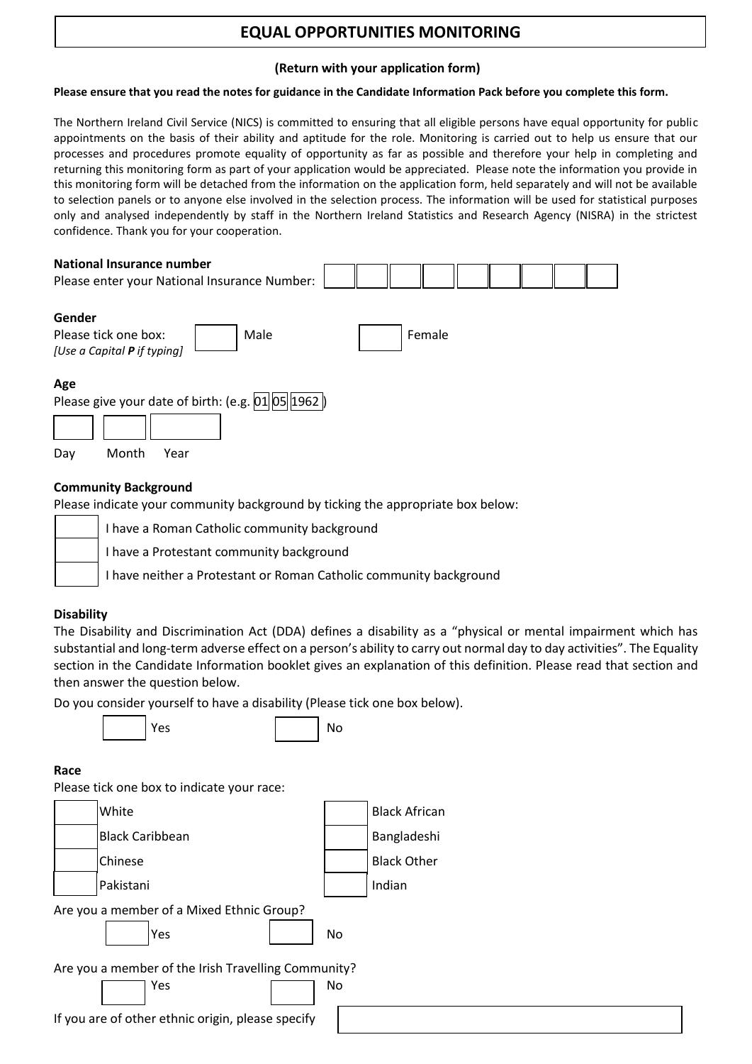# EQUAL OPPORTUNITIES MONITORING

**(Return with your application form)**

**Please ensure that you read the notes for guidance in the Candidate Information Pack before you complete this form.**

The Northern Ireland Civil Service (NICS) is committed to ensuring that all eligible persons have equal opportunity for public appointments on the basis of their ability and aptitude for the role. Monitoring is carried out to help us ensure that our processes and procedures promote equality of opportunity as far as possible and therefore your help in completing and returning this monitoring form as part of your application would be appreciated. Please note the information you provide in this monitoring form will be detached from the information on the application form, held separately and will not be available to selection panels or to anyone else involved in the selection process. The information will be used for statistical purposes only and analysed independently by staff in the Northern Ireland Statistics and Research Agency (NISRA) in the strictest confidence. Thank you for your cooperation.

**National Insurance number**

Please enter your National Insurance Number: ☐☐☐☐☐☐☐☐☐

**Gender**

Please tick one box: ☐ Male ☐ Female

*[Use a Capital **P** if typing]*

**Age**

Please give your date of birth: (e.g. 01 05 1962)

☐ ☐ ☐

Day Month Year

**Community Background**

Please indicate your community background by ticking the appropriate box below:

☐ I have a Roman Catholic community background

☐ I have a Protestant community background

☐ I have neither a Protestant or Roman Catholic community background

**Disability**

The Disability and Discrimination Act (DDA) defines a disability as a "physical or mental impairment which has substantial and long-term adverse effect on a person's ability to carry out normal day to day activities". The Equality section in the Candidate Information booklet gives an explanation of this definition. Please read that section and then answer the question below.

Do you consider yourself to have a disability (Please tick one box below).

☐ Yes ☐ No

**Race**

Please tick one box to indicate your race:

☐ White ☐ Black African

☐ Black Caribbean ☐ Bangladeshi

☐ Chinese ☐ Black Other

☐ Pakistani ☐ Indian

Are you a member of a Mixed Ethnic Group?

☐ Yes ☐ No

Are you a member of the Irish Travelling Community?

☐ Yes ☐ No

If you are of other ethnic origin, please specify ☐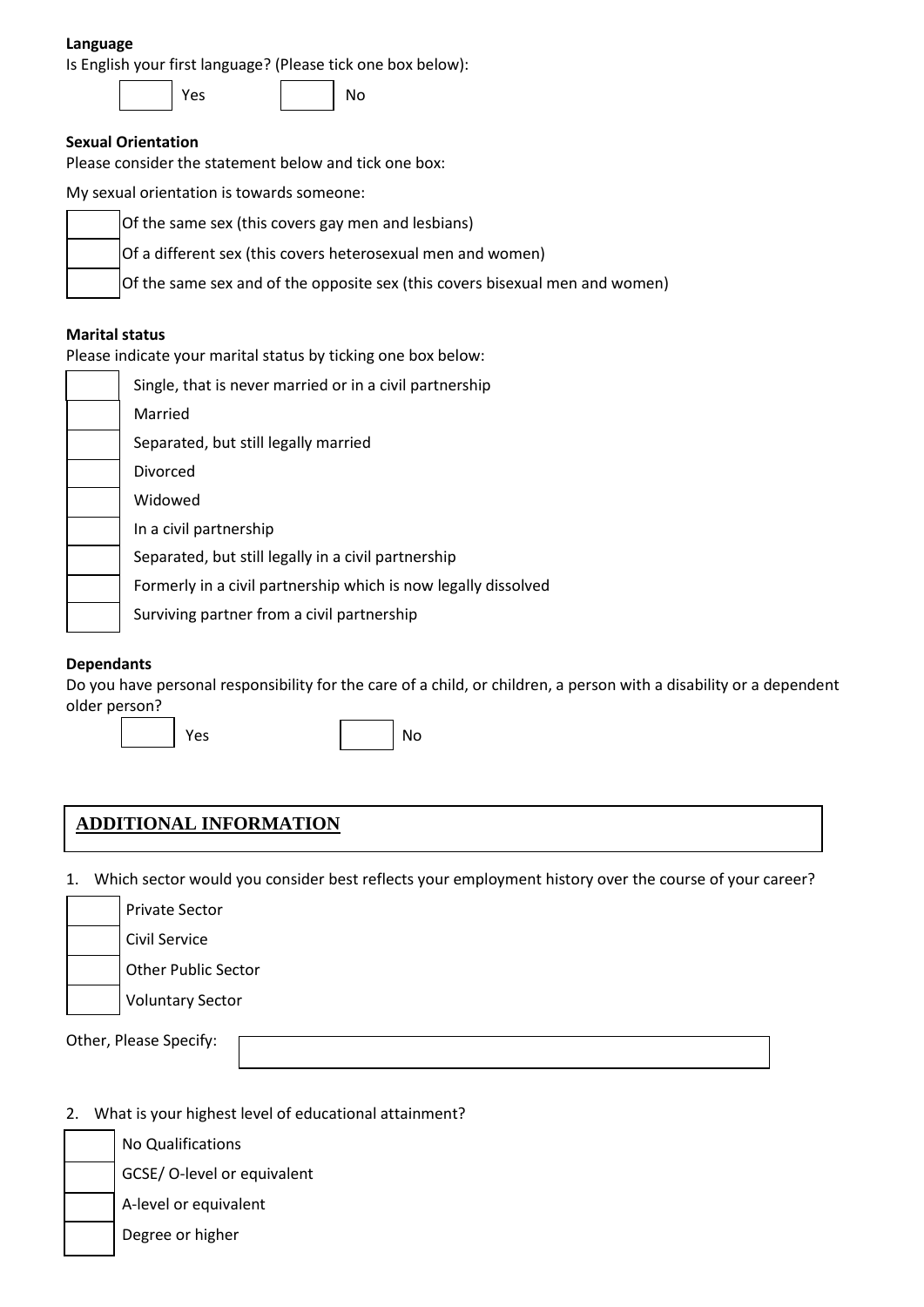**Language**

Is English your first language? (Please tick one box below):

☐ Yes ☐ No

**Sexual Orientation**

Please consider the statement below and tick one box:

My sexual orientation is towards someone:

☐ Of the same sex (this covers gay men and lesbians)
☐ Of a different sex (this covers heterosexual men and women)
☐ Of the same sex and of the opposite sex (this covers bisexual men and women)

**Marital status**

Please indicate your marital status by ticking one box below:

☐ Single, that is never married or in a civil partnership
☐ Married
☐ Separated, but still legally married
☐ Divorced
☐ Widowed
☐ In a civil partnership
☐ Separated, but still legally in a civil partnership
☐ Formerly in a civil partnership which is now legally dissolved
☐ Surviving partner from a civil partnership

**Dependants**

Do you have personal responsibility for the care of a child, or children, a person with a disability or a dependent older person?

☐ Yes ☐ No

## ADDITIONAL INFORMATION

1. Which sector would you consider best reflects your employment history over the course of your career?

☐ Private Sector
☐ Civil Service
☐ Other Public Sector
☐ Voluntary Sector

Other, Please Specify: ____________________

2. What is your highest level of educational attainment?

☐ No Qualifications
☐ GCSE/ O-level or equivalent
☐ A-level or equivalent
☐ Degree or higher